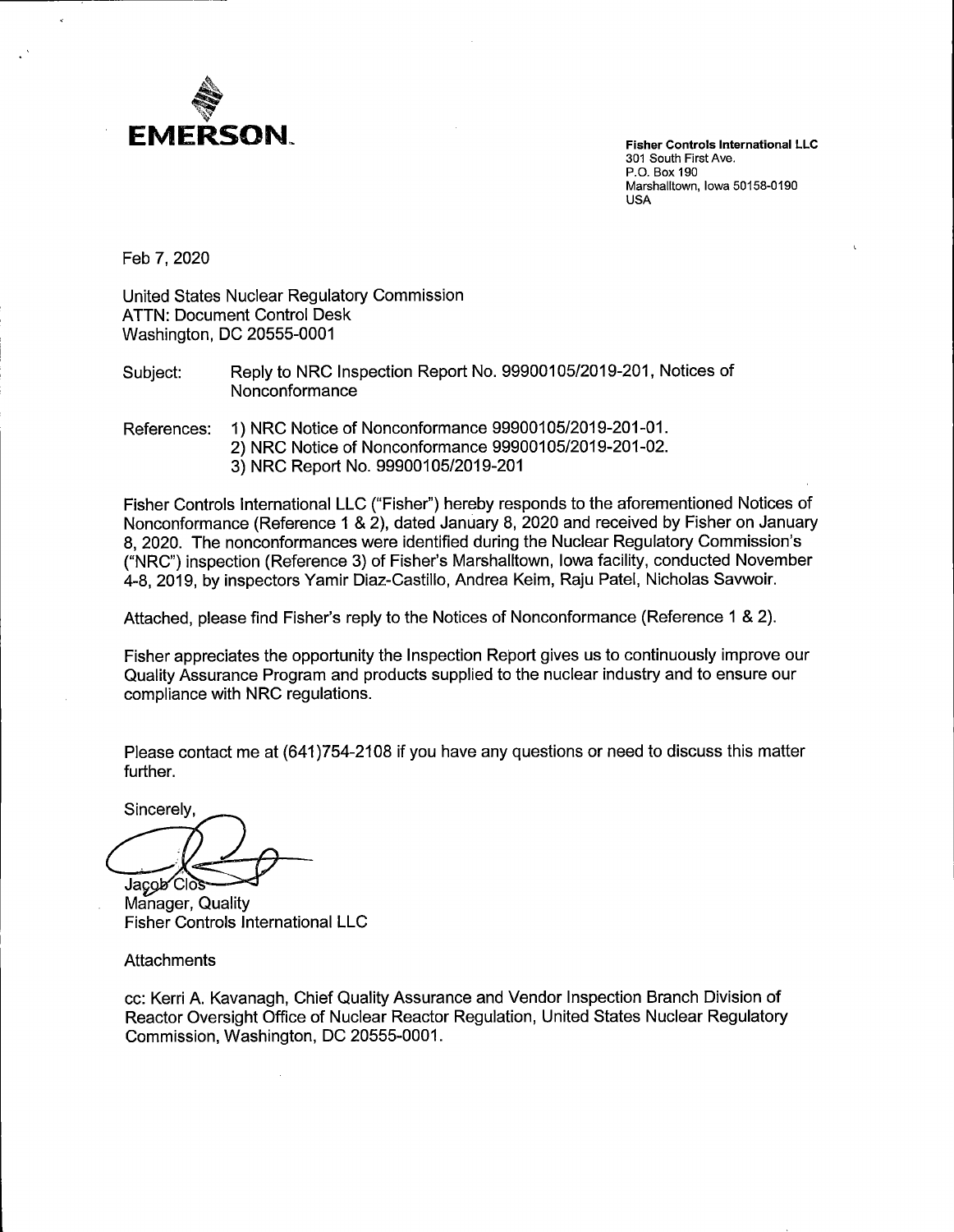**EMERSON.**

**Fisher Controls International LLC**
301 South First Ave.
P.O. Box 190
Marshalltown, Iowa 50158-0190
USA

Feb 7, 2020

United States Nuclear Regulatory Commission
ATTN: Document Control Desk
Washington, DC 20555-0001

Subject: Reply to NRC Inspection Report No. 99900105/2019-201, Notices of Nonconformance

References: 1) NRC Notice of Nonconformance 99900105/2019-201-01.
2) NRC Notice of Nonconformance 99900105/2019-201-02.
3) NRC Report No. 99900105/2019-201

Fisher Controls International LLC ("Fisher") hereby responds to the aforementioned Notices of Nonconformance (Reference 1 & 2), dated January 8, 2020 and received by Fisher on January 8, 2020. The nonconformances were identified during the Nuclear Regulatory Commission's ("NRC") inspection (Reference 3) of Fisher's Marshalltown, Iowa facility, conducted November 4-8, 2019, by inspectors Yamir Diaz-Castillo, Andrea Keim, Raju Patel, Nicholas Savwoir.

Attached, please find Fisher's reply to the Notices of Nonconformance (Reference 1 & 2).

Fisher appreciates the opportunity the Inspection Report gives us to continuously improve our Quality Assurance Program and products supplied to the nuclear industry and to ensure our compliance with NRC regulations.

Please contact me at (641)754-2108 if you have any questions or need to discuss this matter further.

Sincerely,

Jacob Clos
Manager, Quality
Fisher Controls International LLC

Attachments

cc: Kerri A. Kavanagh, Chief Quality Assurance and Vendor Inspection Branch Division of Reactor Oversight Office of Nuclear Reactor Regulation, United States Nuclear Regulatory Commission, Washington, DC 20555-0001.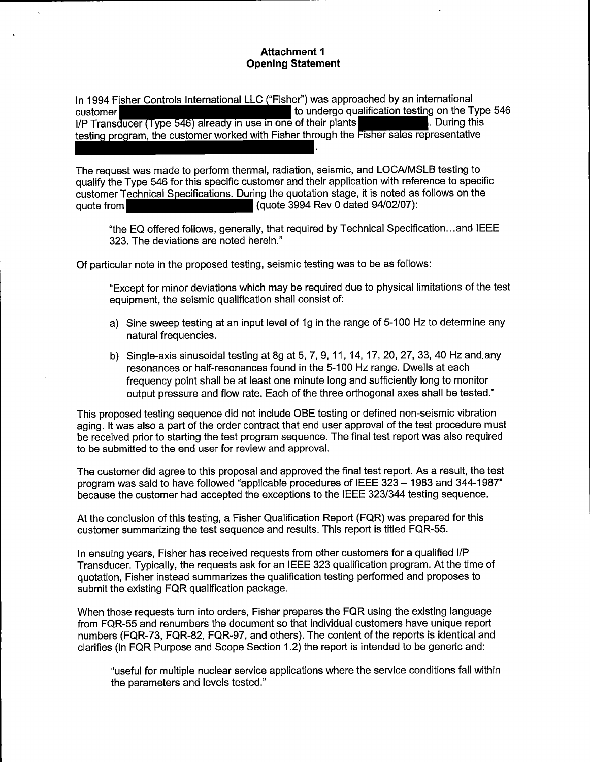**Attachment 1**
**Opening Statement**

In 1994 Fisher Controls International LLC ("Fisher") was approached by an international customer ████████████████ to undergo qualification testing on the Type 546 I/P Transducer (Type 546) already in use in one of their plants ████████. During this testing program, the customer worked with Fisher through the Fisher sales representative ████████████████████.

The request was made to perform thermal, radiation, seismic, and LOCA/MSLB testing to qualify the Type 546 for this specific customer and their application with reference to specific customer Technical Specifications. During the quotation stage, it is noted as follows on the quote from ████████████ (quote 3994 Rev 0 dated 94/02/07):

> "the EQ offered follows, generally, that required by Technical Specification…and IEEE 323. The deviations are noted herein."

Of particular note in the proposed testing, seismic testing was to be as follows:

> "Except for minor deviations which may be required due to physical limitations of the test equipment, the seismic qualification shall consist of:
>
> a) Sine sweep testing at an input level of 1g in the range of 5-100 Hz to determine any natural frequencies.
>
> b) Single-axis sinusoidal testing at 8g at 5, 7, 9, 11, 14, 17, 20, 27, 33, 40 Hz and any resonances or half-resonances found in the 5-100 Hz range. Dwells at each frequency point shall be at least one minute long and sufficiently long to monitor output pressure and flow rate. Each of the three orthogonal axes shall be tested."

This proposed testing sequence did not include OBE testing or defined non-seismic vibration aging. It was also a part of the order contract that end user approval of the test procedure must be received prior to starting the test program sequence. The final test report was also required to be submitted to the end user for review and approval.

The customer did agree to this proposal and approved the final test report. As a result, the test program was said to have followed "applicable procedures of IEEE 323 – 1983 and 344-1987" because the customer had accepted the exceptions to the IEEE 323/344 testing sequence.

At the conclusion of this testing, a Fisher Qualification Report (FQR) was prepared for this customer summarizing the test sequence and results. This report is titled FQR-55.

In ensuing years, Fisher has received requests from other customers for a qualified I/P Transducer. Typically, the requests ask for an IEEE 323 qualification program. At the time of quotation, Fisher instead summarizes the qualification testing performed and proposes to submit the existing FQR qualification package.

When those requests turn into orders, Fisher prepares the FQR using the existing language from FQR-55 and renumbers the document so that individual customers have unique report numbers (FQR-73, FQR-82, FQR-97, and others). The content of the reports is identical and clarifies (in FQR Purpose and Scope Section 1.2) the report is intended to be generic and:

> "useful for multiple nuclear service applications where the service conditions fall within the parameters and levels tested."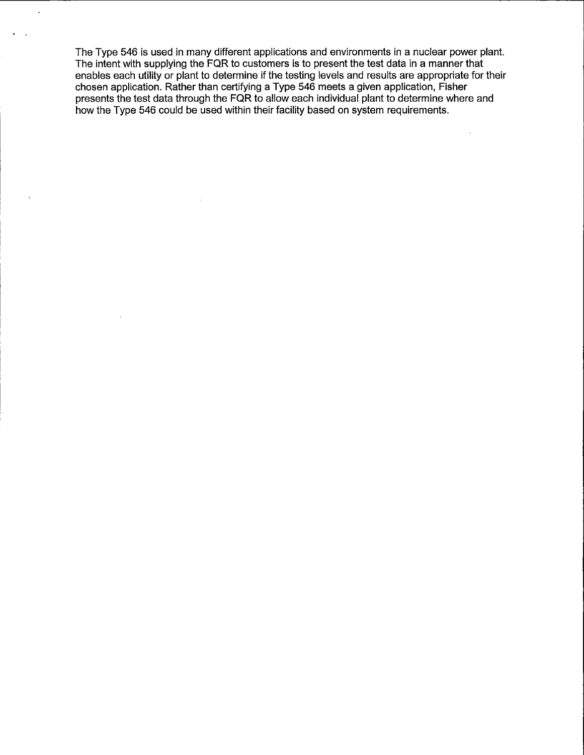The Type 546 is used in many different applications and environments in a nuclear power plant. The intent with supplying the FQR to customers is to present the test data in a manner that enables each utility or plant to determine if the testing levels and results are appropriate for their chosen application. Rather than certifying a Type 546 meets a given application, Fisher presents the test data through the FQR to allow each individual plant to determine where and how the Type 546 could be used within their facility based on system requirements.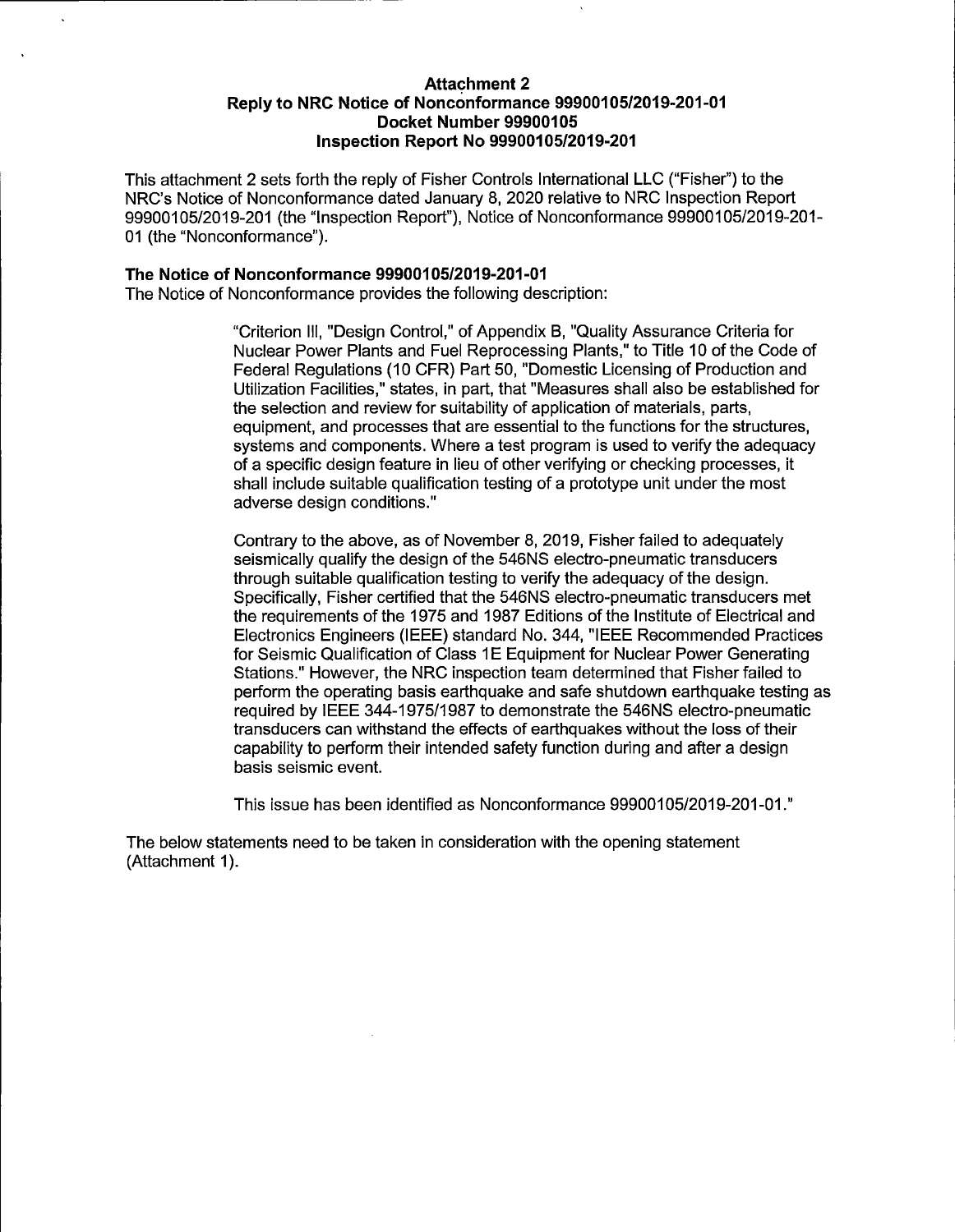**Attachment 2**
**Reply to NRC Notice of Nonconformance 99900105/2019-201-01**
**Docket Number 99900105**
**Inspection Report No 99900105/2019-201**

This attachment 2 sets forth the reply of Fisher Controls International LLC ("Fisher") to the NRC's Notice of Nonconformance dated January 8, 2020 relative to NRC Inspection Report 99900105/2019-201 (the "Inspection Report"), Notice of Nonconformance 99900105/2019-201-01 (the "Nonconformance").

**The Notice of Nonconformance 99900105/2019-201-01**

The Notice of Nonconformance provides the following description:

> "Criterion III, "Design Control," of Appendix B, "Quality Assurance Criteria for Nuclear Power Plants and Fuel Reprocessing Plants," to Title 10 of the Code of Federal Regulations (10 CFR) Part 50, "Domestic Licensing of Production and Utilization Facilities," states, in part, that "Measures shall also be established for the selection and review for suitability of application of materials, parts, equipment, and processes that are essential to the functions for the structures, systems and components. Where a test program is used to verify the adequacy of a specific design feature in lieu of other verifying or checking processes, it shall include suitable qualification testing of a prototype unit under the most adverse design conditions."
>
> Contrary to the above, as of November 8, 2019, Fisher failed to adequately seismically qualify the design of the 546NS electro-pneumatic transducers through suitable qualification testing to verify the adequacy of the design. Specifically, Fisher certified that the 546NS electro-pneumatic transducers met the requirements of the 1975 and 1987 Editions of the Institute of Electrical and Electronics Engineers (IEEE) standard No. 344, "IEEE Recommended Practices for Seismic Qualification of Class 1E Equipment for Nuclear Power Generating Stations." However, the NRC inspection team determined that Fisher failed to perform the operating basis earthquake and safe shutdown earthquake testing as required by IEEE 344-1975/1987 to demonstrate the 546NS electro-pneumatic transducers can withstand the effects of earthquakes without the loss of their capability to perform their intended safety function during and after a design basis seismic event.
>
> This issue has been identified as Nonconformance 99900105/2019-201-01."

The below statements need to be taken in consideration with the opening statement (Attachment 1).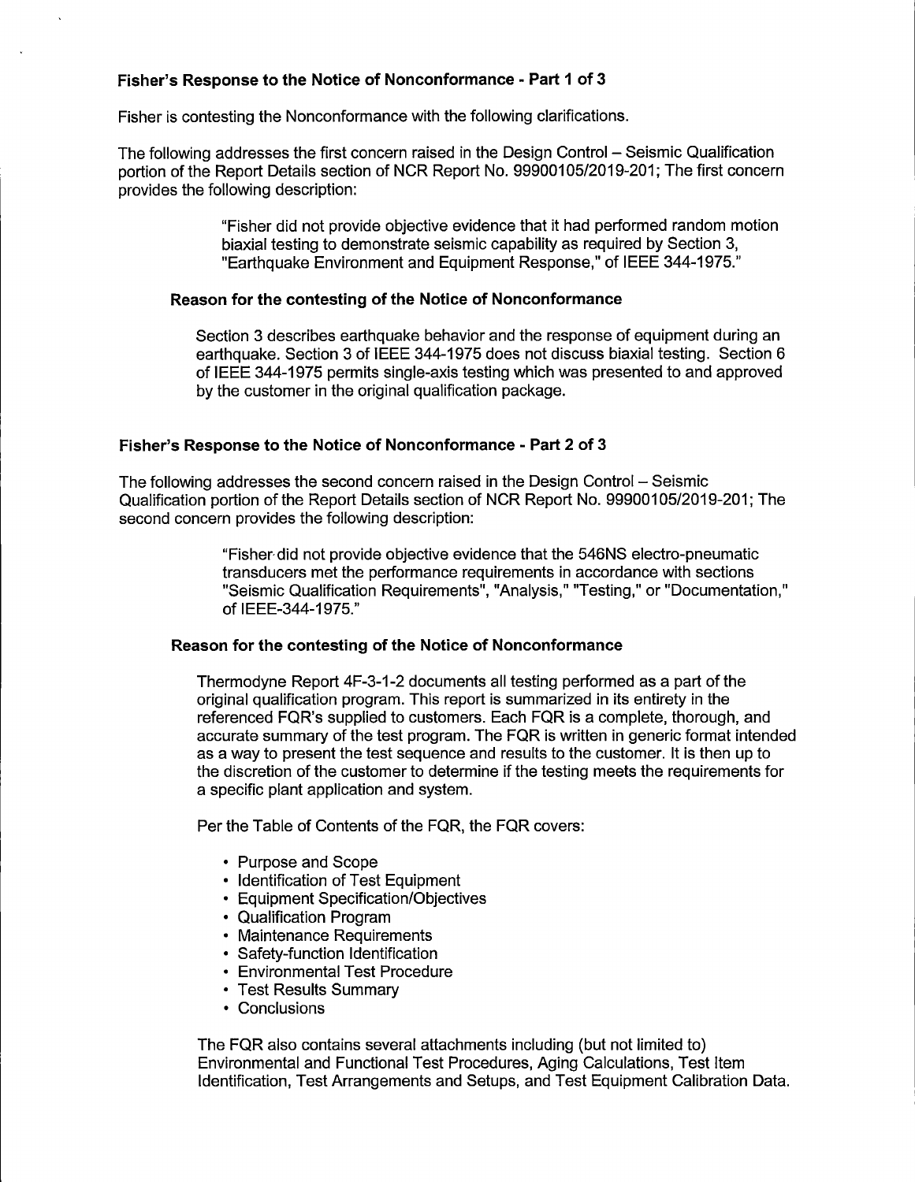### Fisher's Response to the Notice of Nonconformance - Part 1 of 3

Fisher is contesting the Nonconformance with the following clarifications.

The following addresses the first concern raised in the Design Control – Seismic Qualification portion of the Report Details section of NCR Report No. 99900105/2019-201; The first concern provides the following description:

> "Fisher did not provide objective evidence that it had performed random motion biaxial testing to demonstrate seismic capability as required by Section 3, "Earthquake Environment and Equipment Response," of IEEE 344-1975."

#### Reason for the contesting of the Notice of Nonconformance

Section 3 describes earthquake behavior and the response of equipment during an earthquake. Section 3 of IEEE 344-1975 does not discuss biaxial testing. Section 6 of IEEE 344-1975 permits single-axis testing which was presented to and approved by the customer in the original qualification package.

### Fisher's Response to the Notice of Nonconformance - Part 2 of 3

The following addresses the second concern raised in the Design Control – Seismic Qualification portion of the Report Details section of NCR Report No. 99900105/2019-201; The second concern provides the following description:

> "Fisher did not provide objective evidence that the 546NS electro-pneumatic transducers met the performance requirements in accordance with sections "Seismic Qualification Requirements", "Analysis," "Testing," or "Documentation," of IEEE-344-1975."

#### Reason for the contesting of the Notice of Nonconformance

Thermodyne Report 4F-3-1-2 documents all testing performed as a part of the original qualification program. This report is summarized in its entirety in the referenced FQR's supplied to customers. Each FQR is a complete, thorough, and accurate summary of the test program. The FQR is written in generic format intended as a way to present the test sequence and results to the customer. It is then up to the discretion of the customer to determine if the testing meets the requirements for a specific plant application and system.

Per the Table of Contents of the FQR, the FQR covers:

- Purpose and Scope
- Identification of Test Equipment
- Equipment Specification/Objectives
- Qualification Program
- Maintenance Requirements
- Safety-function Identification
- Environmental Test Procedure
- Test Results Summary
- Conclusions

The FQR also contains several attachments including (but not limited to) Environmental and Functional Test Procedures, Aging Calculations, Test Item Identification, Test Arrangements and Setups, and Test Equipment Calibration Data.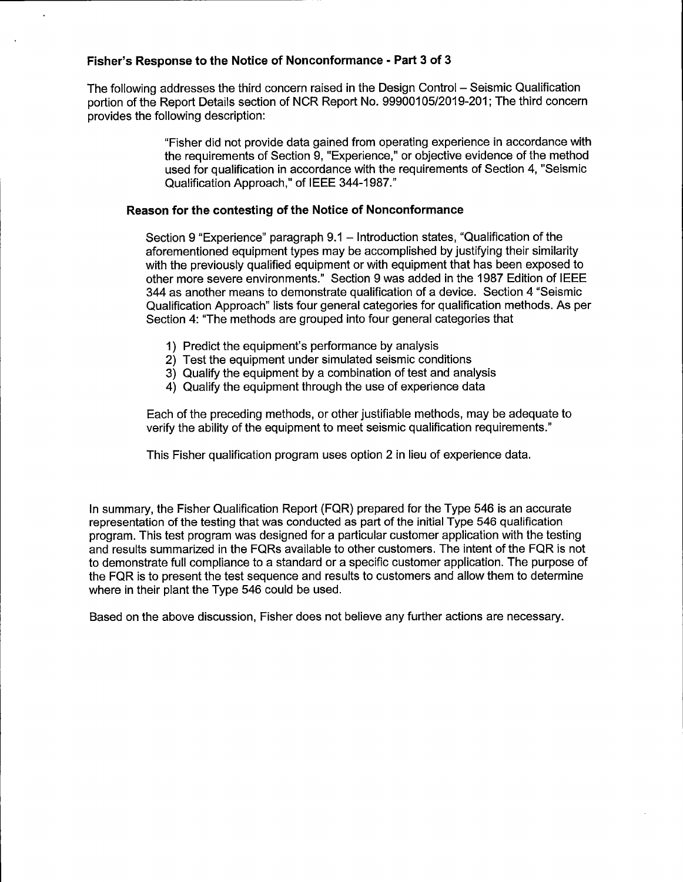### Fisher's Response to the Notice of Nonconformance - Part 3 of 3

The following addresses the third concern raised in the Design Control – Seismic Qualification portion of the Report Details section of NCR Report No. 99900105/2019-201; The third concern provides the following description:

> "Fisher did not provide data gained from operating experience in accordance with the requirements of Section 9, "Experience," or objective evidence of the method used for qualification in accordance with the requirements of Section 4, "Seismic Qualification Approach," of IEEE 344-1987."

#### Reason for the contesting of the Notice of Nonconformance

Section 9 "Experience" paragraph 9.1 – Introduction states, "Qualification of the aforementioned equipment types may be accomplished by justifying their similarity with the previously qualified equipment or with equipment that has been exposed to other more severe environments." Section 9 was added in the 1987 Edition of IEEE 344 as another means to demonstrate qualification of a device. Section 4 "Seismic Qualification Approach" lists four general categories for qualification methods. As per Section 4: "The methods are grouped into four general categories that

1) Predict the equipment's performance by analysis
2) Test the equipment under simulated seismic conditions
3) Qualify the equipment by a combination of test and analysis
4) Qualify the equipment through the use of experience data

Each of the preceding methods, or other justifiable methods, may be adequate to verify the ability of the equipment to meet seismic qualification requirements."

This Fisher qualification program uses option 2 in lieu of experience data.

In summary, the Fisher Qualification Report (FQR) prepared for the Type 546 is an accurate representation of the testing that was conducted as part of the initial Type 546 qualification program. This test program was designed for a particular customer application with the testing and results summarized in the FQRs available to other customers. The intent of the FQR is not to demonstrate full compliance to a standard or a specific customer application. The purpose of the FQR is to present the test sequence and results to customers and allow them to determine where in their plant the Type 546 could be used.

Based on the above discussion, Fisher does not believe any further actions are necessary.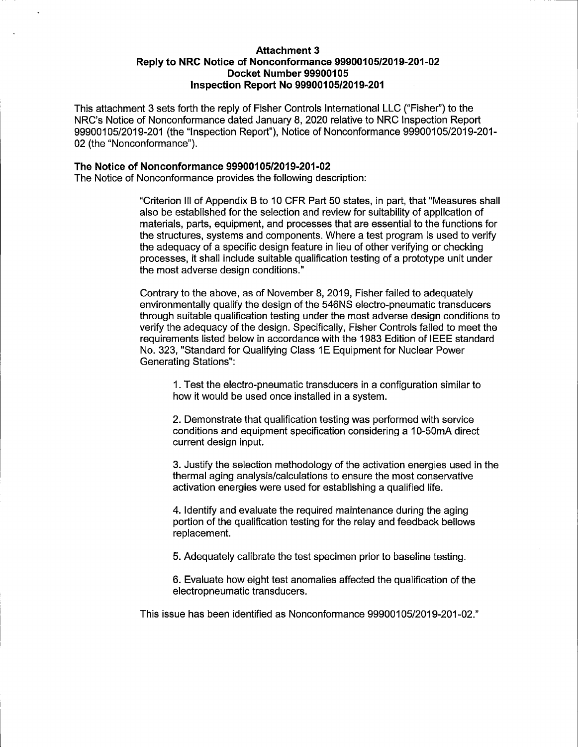**Attachment 3**
**Reply to NRC Notice of Nonconformance 99900105/2019-201-02**
**Docket Number 99900105**
**Inspection Report No 99900105/2019-201**

This attachment 3 sets forth the reply of Fisher Controls International LLC ("Fisher") to the NRC's Notice of Nonconformance dated January 8, 2020 relative to NRC Inspection Report 99900105/2019-201 (the "Inspection Report"), Notice of Nonconformance 99900105/2019-201-02 (the "Nonconformance").

### The Notice of Nonconformance 99900105/2019-201-02

The Notice of Nonconformance provides the following description:

> "Criterion III of Appendix B to 10 CFR Part 50 states, in part, that "Measures shall also be established for the selection and review for suitability of application of materials, parts, equipment, and processes that are essential to the functions for the structures, systems and components. Where a test program is used to verify the adequacy of a specific design feature in lieu of other verifying or checking processes, it shall include suitable qualification testing of a prototype unit under the most adverse design conditions."
>
> Contrary to the above, as of November 8, 2019, Fisher failed to adequately environmentally qualify the design of the 546NS electro-pneumatic transducers through suitable qualification testing under the most adverse design conditions to verify the adequacy of the design. Specifically, Fisher Controls failed to meet the requirements listed below in accordance with the 1983 Edition of IEEE standard No. 323, "Standard for Qualifying Class 1E Equipment for Nuclear Power Generating Stations":
>
> 1. Test the electro-pneumatic transducers in a configuration similar to how it would be used once installed in a system.
>
> 2. Demonstrate that qualification testing was performed with service conditions and equipment specification considering a 10-50mA direct current design input.
>
> 3. Justify the selection methodology of the activation energies used in the thermal aging analysis/calculations to ensure the most conservative activation energies were used for establishing a qualified life.
>
> 4. Identify and evaluate the required maintenance during the aging portion of the qualification testing for the relay and feedback bellows replacement.
>
> 5. Adequately calibrate the test specimen prior to baseline testing.
>
> 6. Evaluate how eight test anomalies affected the qualification of the electropneumatic transducers.
>
> This issue has been identified as Nonconformance 99900105/2019-201-02."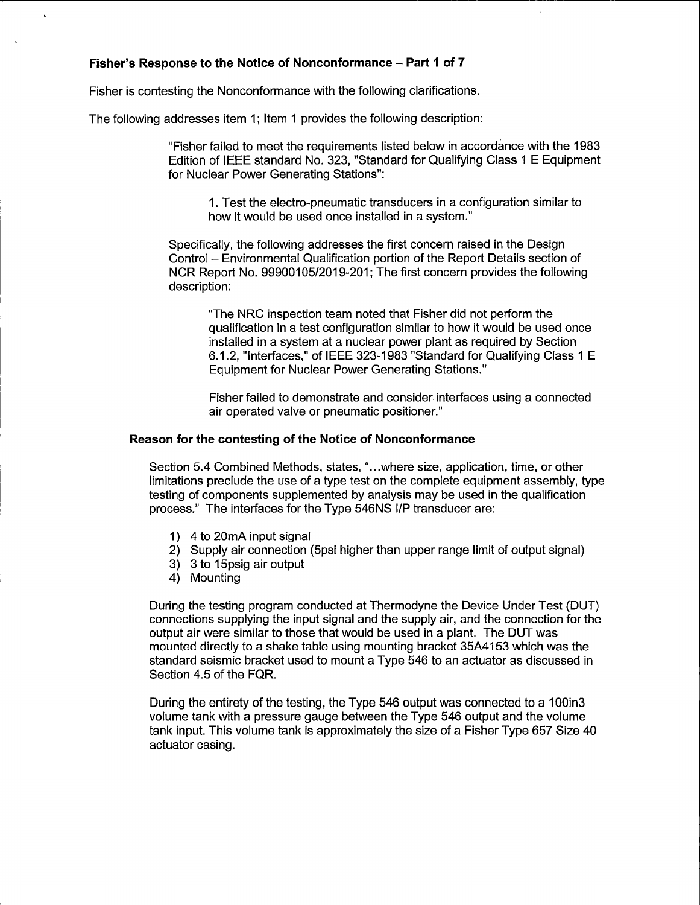### Fisher's Response to the Notice of Nonconformance – Part 1 of 7

Fisher is contesting the Nonconformance with the following clarifications.

The following addresses item 1; Item 1 provides the following description:

> "Fisher failed to meet the requirements listed below in accordance with the 1983 Edition of IEEE standard No. 323, "Standard for Qualifying Class 1 E Equipment for Nuclear Power Generating Stations":
>
> > 1. Test the electro-pneumatic transducers in a configuration similar to how it would be used once installed in a system."
>
> Specifically, the following addresses the first concern raised in the Design Control – Environmental Qualification portion of the Report Details section of NCR Report No. 99900105/2019-201; The first concern provides the following description:
>
> > "The NRC inspection team noted that Fisher did not perform the qualification in a test configuration similar to how it would be used once installed in a system at a nuclear power plant as required by Section 6.1.2, "Interfaces," of IEEE 323-1983 "Standard for Qualifying Class 1 E Equipment for Nuclear Power Generating Stations."
> >
> > Fisher failed to demonstrate and consider interfaces using a connected air operated valve or pneumatic positioner."

#### Reason for the contesting of the Notice of Nonconformance

Section 5.4 Combined Methods, states, "...where size, application, time, or other limitations preclude the use of a type test on the complete equipment assembly, type testing of components supplemented by analysis may be used in the qualification process." The interfaces for the Type 546NS I/P transducer are:

1) 4 to 20mA input signal
2) Supply air connection (5psi higher than upper range limit of output signal)
3) 3 to 15psig air output
4) Mounting

During the testing program conducted at Thermodyne the Device Under Test (DUT) connections supplying the input signal and the supply air, and the connection for the output air were similar to those that would be used in a plant. The DUT was mounted directly to a shake table using mounting bracket 35A4153 which was the standard seismic bracket used to mount a Type 546 to an actuator as discussed in Section 4.5 of the FQR.

During the entirety of the testing, the Type 546 output was connected to a 100in3 volume tank with a pressure gauge between the Type 546 output and the volume tank input. This volume tank is approximately the size of a Fisher Type 657 Size 40 actuator casing.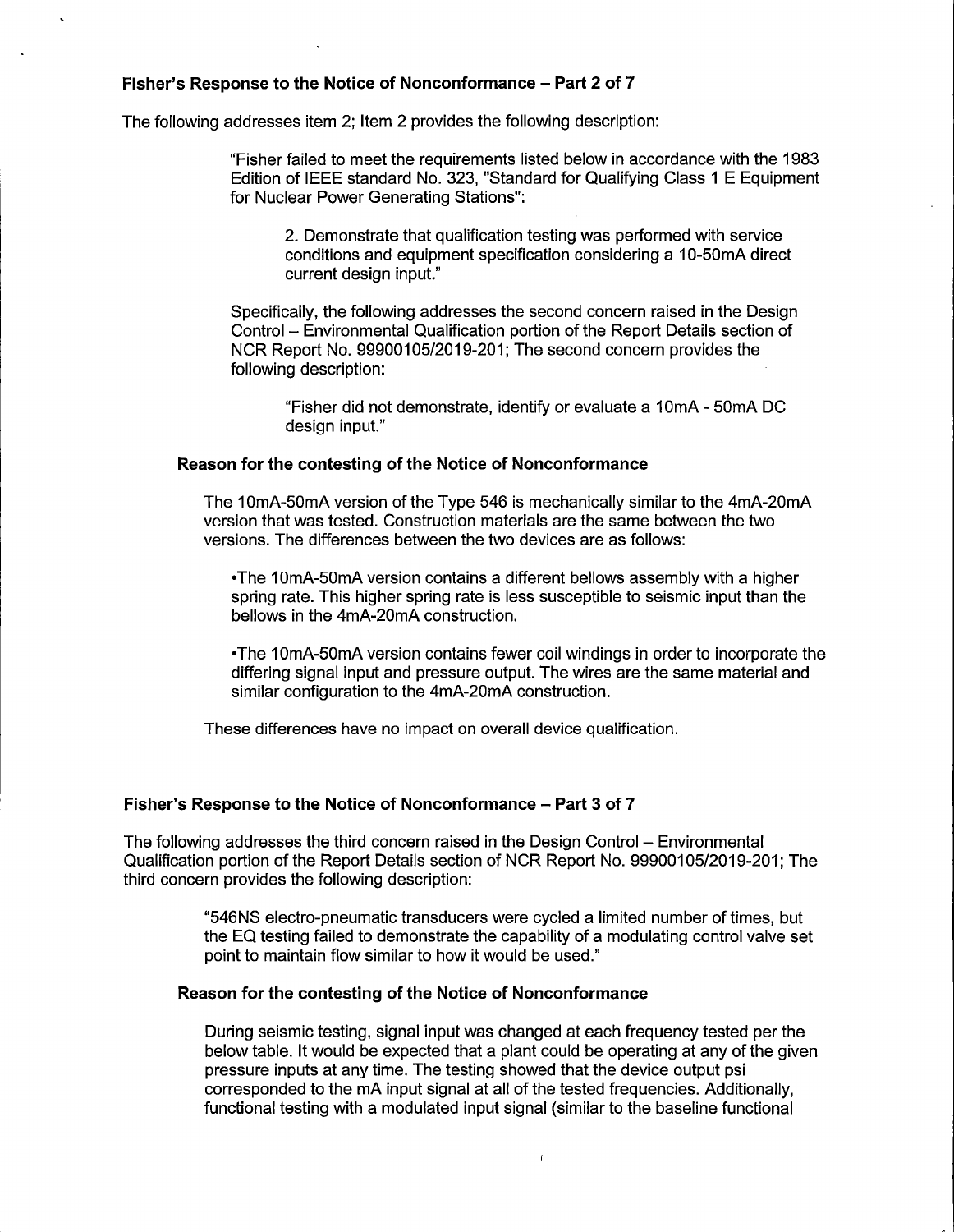### Fisher's Response to the Notice of Nonconformance – Part 2 of 7

The following addresses item 2; Item 2 provides the following description:

> "Fisher failed to meet the requirements listed below in accordance with the 1983 Edition of IEEE standard No. 323, "Standard for Qualifying Class 1 E Equipment for Nuclear Power Generating Stations":
>
> > 2. Demonstrate that qualification testing was performed with service conditions and equipment specification considering a 10-50mA direct current design input."
>
> Specifically, the following addresses the second concern raised in the Design Control – Environmental Qualification portion of the Report Details section of NCR Report No. 99900105/2019-201; The second concern provides the following description:
>
> > "Fisher did not demonstrate, identify or evaluate a 10mA - 50mA DC design input."

#### Reason for the contesting of the Notice of Nonconformance

The 10mA-50mA version of the Type 546 is mechanically similar to the 4mA-20mA version that was tested. Construction materials are the same between the two versions. The differences between the two devices are as follows:

- The 10mA-50mA version contains a different bellows assembly with a higher spring rate. This higher spring rate is less susceptible to seismic input than the bellows in the 4mA-20mA construction.
- The 10mA-50mA version contains fewer coil windings in order to incorporate the differing signal input and pressure output. The wires are the same material and similar configuration to the 4mA-20mA construction.

These differences have no impact on overall device qualification.

### Fisher's Response to the Notice of Nonconformance – Part 3 of 7

The following addresses the third concern raised in the Design Control – Environmental Qualification portion of the Report Details section of NCR Report No. 99900105/2019-201; The third concern provides the following description:

> "546NS electro-pneumatic transducers were cycled a limited number of times, but the EQ testing failed to demonstrate the capability of a modulating control valve set point to maintain flow similar to how it would be used."

#### Reason for the contesting of the Notice of Nonconformance

During seismic testing, signal input was changed at each frequency tested per the below table. It would be expected that a plant could be operating at any of the given pressure inputs at any time. The testing showed that the device output psi corresponded to the mA input signal at all of the tested frequencies. Additionally, functional testing with a modulated input signal (similar to the baseline functional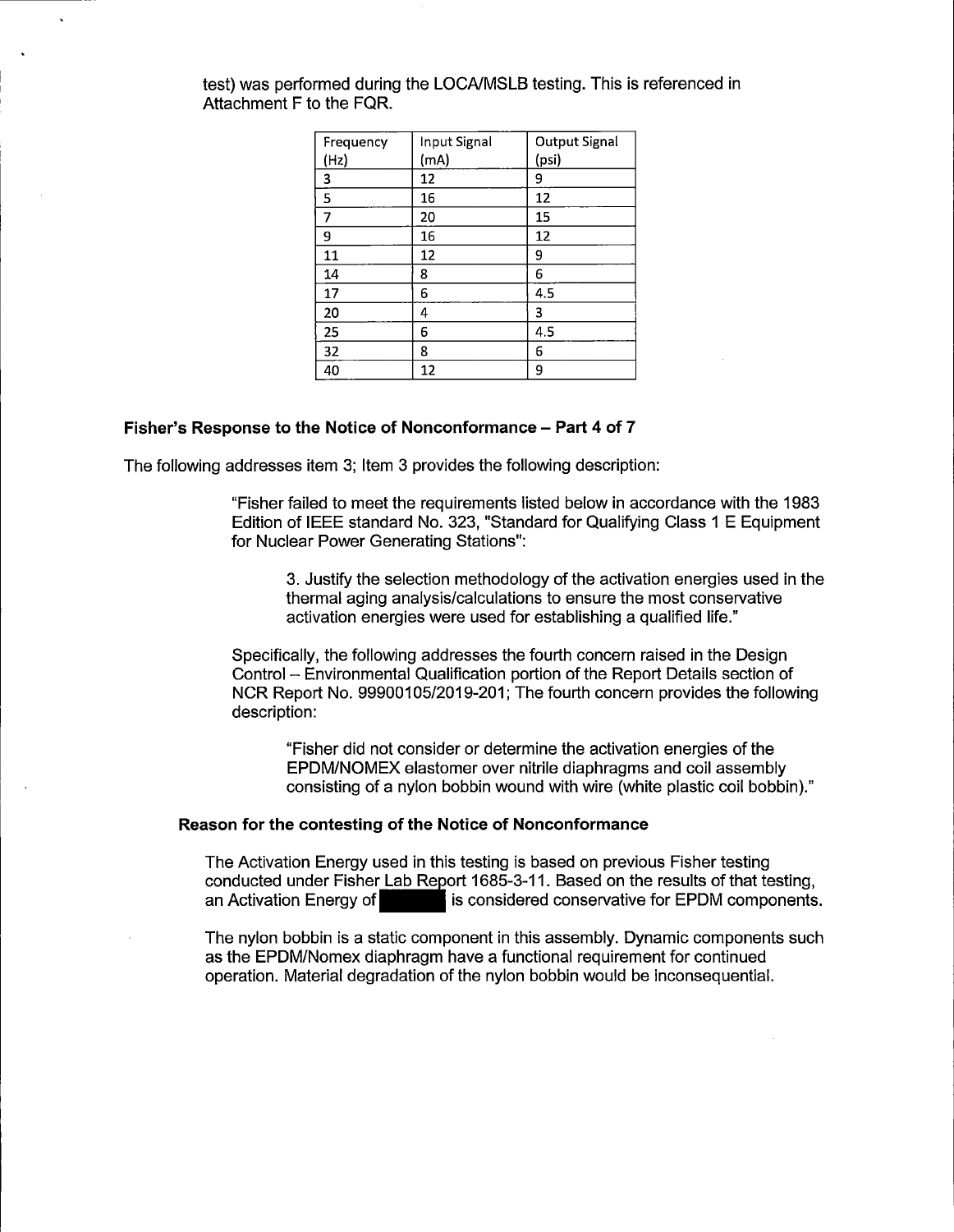test) was performed during the LOCA/MSLB testing. This is referenced in Attachment F to the FQR.

| Frequency (Hz) | Input Signal (mA) | Output Signal (psi) |
|---|---|---|
| 3 | 12 | 9 |
| 5 | 16 | 12 |
| 7 | 20 | 15 |
| 9 | 16 | 12 |
| 11 | 12 | 9 |
| 14 | 8 | 6 |
| 17 | 6 | 4.5 |
| 20 | 4 | 3 |
| 25 | 6 | 4.5 |
| 32 | 8 | 6 |
| 40 | 12 | 9 |

### Fisher's Response to the Notice of Nonconformance – Part 4 of 7

The following addresses item 3; Item 3 provides the following description:

> "Fisher failed to meet the requirements listed below in accordance with the 1983 Edition of IEEE standard No. 323, "Standard for Qualifying Class 1 E Equipment for Nuclear Power Generating Stations":
>
> > 3. Justify the selection methodology of the activation energies used in the thermal aging analysis/calculations to ensure the most conservative activation energies were used for establishing a qualified life."

Specifically, the following addresses the fourth concern raised in the Design Control – Environmental Qualification portion of the Report Details section of NCR Report No. 99900105/2019-201; The fourth concern provides the following description:

> "Fisher did not consider or determine the activation energies of the EPDM/NOMEX elastomer over nitrile diaphragms and coil assembly consisting of a nylon bobbin wound with wire (white plastic coil bobbin)."

#### Reason for the contesting of the Notice of Nonconformance

The Activation Energy used in this testing is based on previous Fisher testing conducted under Fisher Lab Report 1685-3-11. Based on the results of that testing, an Activation Energy of [redacted] is considered conservative for EPDM components.

The nylon bobbin is a static component in this assembly. Dynamic components such as the EPDM/Nomex diaphragm have a functional requirement for continued operation. Material degradation of the nylon bobbin would be inconsequential.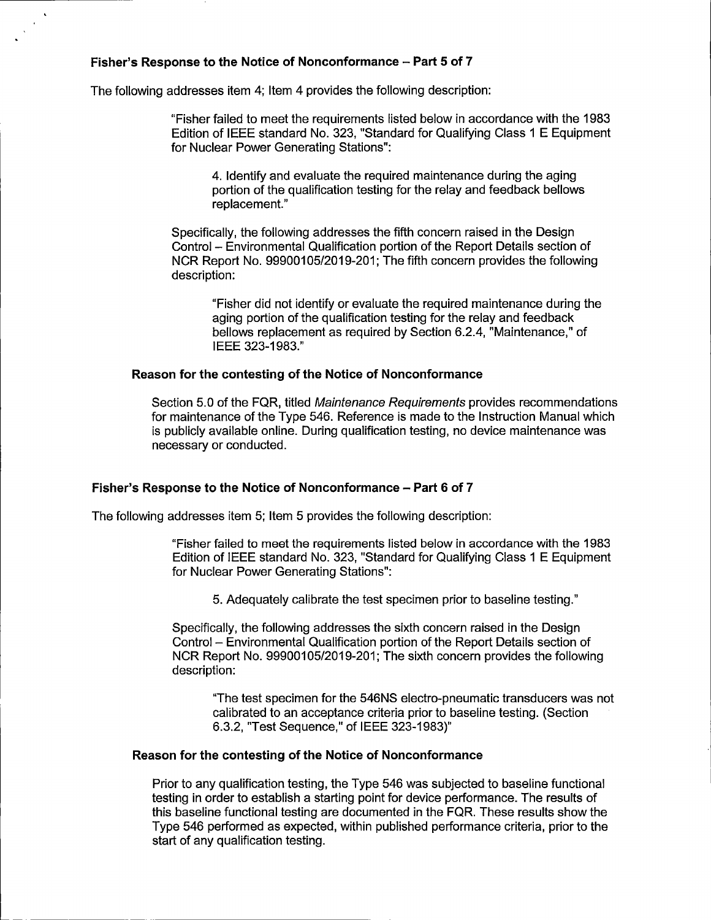### Fisher's Response to the Notice of Nonconformance – Part 5 of 7

The following addresses item 4; Item 4 provides the following description:

> "Fisher failed to meet the requirements listed below in accordance with the 1983 Edition of IEEE standard No. 323, "Standard for Qualifying Class 1 E Equipment for Nuclear Power Generating Stations":
>
> > 4. Identify and evaluate the required maintenance during the aging portion of the qualification testing for the relay and feedback bellows replacement."

Specifically, the following addresses the fifth concern raised in the Design Control – Environmental Qualification portion of the Report Details section of NCR Report No. 99900105/2019-201; The fifth concern provides the following description:

> "Fisher did not identify or evaluate the required maintenance during the aging portion of the qualification testing for the relay and feedback bellows replacement as required by Section 6.2.4, "Maintenance," of IEEE 323-1983."

#### Reason for the contesting of the Notice of Nonconformance

Section 5.0 of the FQR, titled *Maintenance Requirements* provides recommendations for maintenance of the Type 546. Reference is made to the Instruction Manual which is publicly available online. During qualification testing, no device maintenance was necessary or conducted.

### Fisher's Response to the Notice of Nonconformance – Part 6 of 7

The following addresses item 5; Item 5 provides the following description:

> "Fisher failed to meet the requirements listed below in accordance with the 1983 Edition of IEEE standard No. 323, "Standard for Qualifying Class 1 E Equipment for Nuclear Power Generating Stations":
>
> > 5. Adequately calibrate the test specimen prior to baseline testing."

Specifically, the following addresses the sixth concern raised in the Design Control – Environmental Qualification portion of the Report Details section of NCR Report No. 99900105/2019-201; The sixth concern provides the following description:

> "The test specimen for the 546NS electro-pneumatic transducers was not calibrated to an acceptance criteria prior to baseline testing. (Section 6.3.2, "Test Sequence," of IEEE 323-1983)"

#### Reason for the contesting of the Notice of Nonconformance

Prior to any qualification testing, the Type 546 was subjected to baseline functional testing in order to establish a starting point for device performance. The results of this baseline functional testing are documented in the FQR. These results show the Type 546 performed as expected, within published performance criteria, prior to the start of any qualification testing.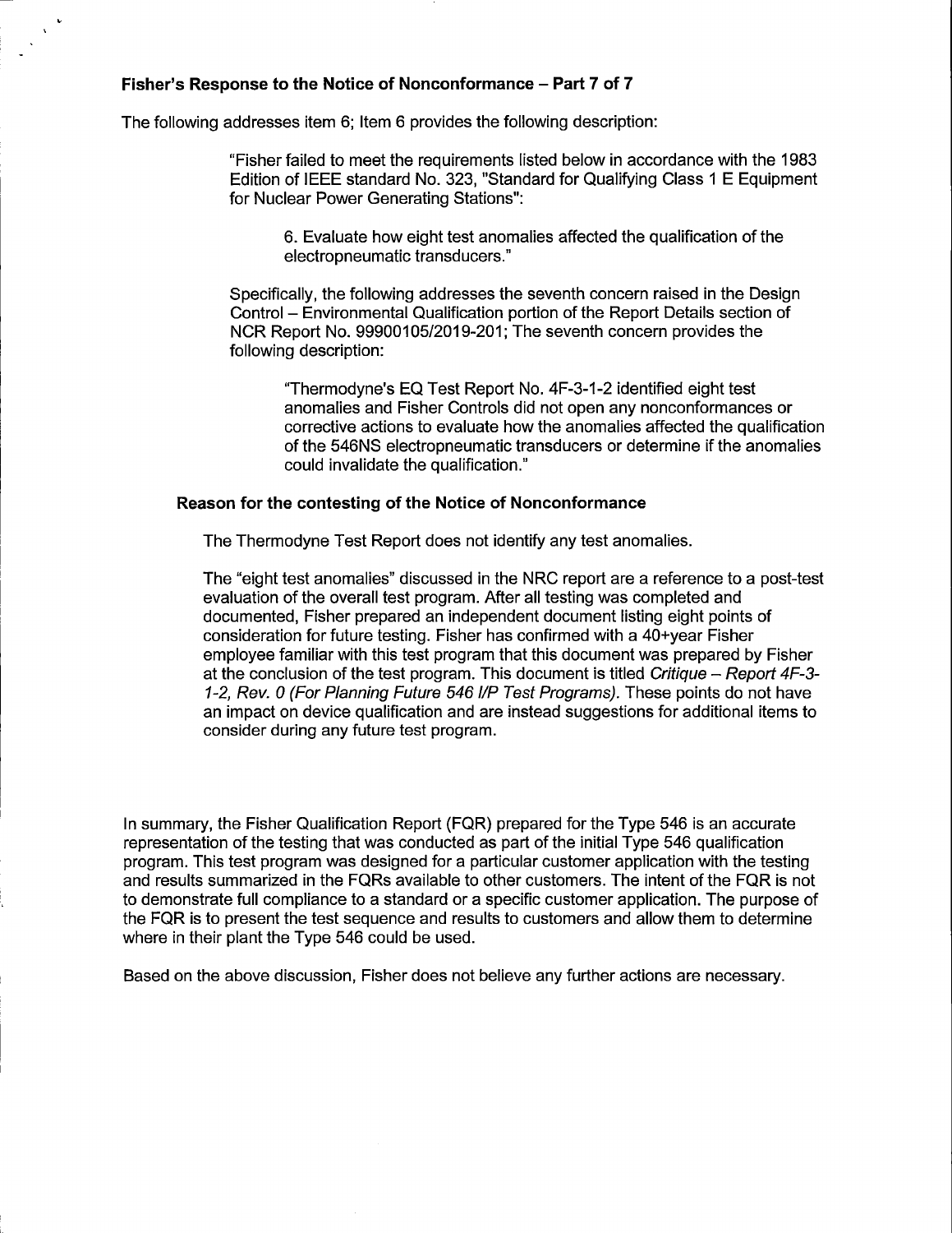### Fisher's Response to the Notice of Nonconformance – Part 7 of 7

The following addresses item 6; Item 6 provides the following description:

> "Fisher failed to meet the requirements listed below in accordance with the 1983 Edition of IEEE standard No. 323, "Standard for Qualifying Class 1 E Equipment for Nuclear Power Generating Stations":
>
> > 6. Evaluate how eight test anomalies affected the qualification of the electropneumatic transducers."
>
> Specifically, the following addresses the seventh concern raised in the Design Control – Environmental Qualification portion of the Report Details section of NCR Report No. 99900105/2019-201; The seventh concern provides the following description:
>
> > "Thermodyne's EQ Test Report No. 4F-3-1-2 identified eight test anomalies and Fisher Controls did not open any nonconformances or corrective actions to evaluate how the anomalies affected the qualification of the 546NS electropneumatic transducers or determine if the anomalies could invalidate the qualification."

#### Reason for the contesting of the Notice of Nonconformance

The Thermodyne Test Report does not identify any test anomalies.

The "eight test anomalies" discussed in the NRC report are a reference to a post-test evaluation of the overall test program. After all testing was completed and documented, Fisher prepared an independent document listing eight points of consideration for future testing. Fisher has confirmed with a 40+year Fisher employee familiar with this test program that this document was prepared by Fisher at the conclusion of the test program. This document is titled *Critique – Report 4F-3-1-2, Rev. 0 (For Planning Future 546 I/P Test Programs).* These points do not have an impact on device qualification and are instead suggestions for additional items to consider during any future test program.

In summary, the Fisher Qualification Report (FQR) prepared for the Type 546 is an accurate representation of the testing that was conducted as part of the initial Type 546 qualification program. This test program was designed for a particular customer application with the testing and results summarized in the FQRs available to other customers. The intent of the FQR is not to demonstrate full compliance to a standard or a specific customer application. The purpose of the FQR is to present the test sequence and results to customers and allow them to determine where in their plant the Type 546 could be used.

Based on the above discussion, Fisher does not believe any further actions are necessary.